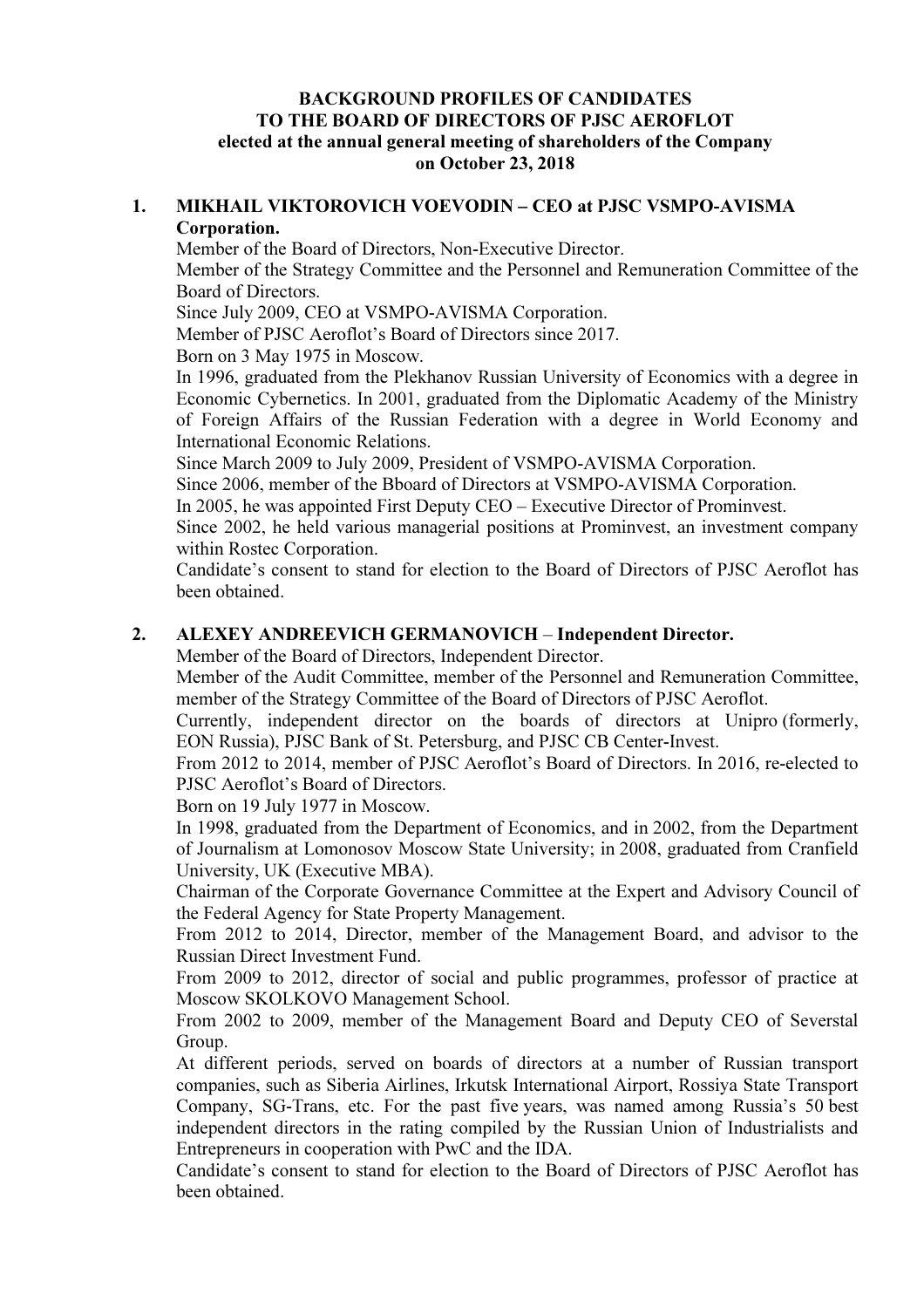# BACKGROUND PROFILES OF CANDIDATES TO THE BOARD OF DIRECTORS OF PJSC AEROFLOT elected at the annual general meeting of shareholders of the Company on October 23, 2018

## 1. MIKHAIL VIKTOROVICH VOEVODIN – CEO at PJSC VSMPO-AVISMA Corporation.

Member of the Board of Directors, Non-Executive Director.

Member of the Strategy Committee and the Personnel and Remuneration Committee of the Board of Directors.

Since July 2009, CEO at VSMPO-AVISMA Corporation.

Member of PJSC Aeroflot's Board of Directors since 2017.

Born on 3 May 1975 in Moscow.

In 1996, graduated from the Plekhanov Russian University of Economics with a degree in Economic Cybernetics. In 2001, graduated from the Diplomatic Academy of the Ministry of Foreign Affairs of the Russian Federation with a degree in World Economy and International Economic Relations.

Since March 2009 to July 2009, President of VSMPO-AVISMA Corporation.

Since 2006, member of the Bboard of Directors at VSMPO-AVISMA Corporation.

In 2005, he was appointed First Deputy CEO – Executive Director of Prominvest.

Since 2002, he held various managerial positions at Prominvest, an investment company within Rostec Corporation.

Candidate's consent to stand for election to the Board of Directors of PJSC Aeroflot has been obtained.

## 2. ALEXEY ANDREEVICH GERMANOVICH – Independent Director.

Member of the Board of Directors, Independent Director.

Member of the Audit Committee, member of the Personnel and Remuneration Committee, member of the Strategy Committee of the Board of Directors of PJSC Aeroflot.

Currently, independent director on the boards of directors at Unipro (formerly, EON Russia), PJSC Bank of St. Petersburg, and PJSC CB Center-Invest.

From 2012 to 2014, member of PJSC Aeroflot's Board of Directors. In 2016, re-elected to PJSC Aeroflot's Board of Directors.

Born on 19 July 1977 in Moscow.

In 1998, graduated from the Department of Economics, and in 2002, from the Department of Journalism at Lomonosov Moscow State University; in 2008, graduated from Cranfield University, UK (Executive MBA).

Chairman of the Corporate Governance Committee at the Expert and Advisory Council of the Federal Agency for State Property Management.

From 2012 to 2014, Director, member of the Management Board, and advisor to the Russian Direct Investment Fund.

From 2009 to 2012, director of social and public programmes, professor of practice at Moscow SKOLKOVO Management School.

From 2002 to 2009, member of the Management Board and Deputy CEO of Severstal Group.

At different periods, served on boards of directors at a number of Russian transport companies, such as Siberia Airlines, Irkutsk International Airport, Rossiya State Transport Company, SG-Trans, etc. For the past five years, was named among Russia's 50 best independent directors in the rating compiled by the Russian Union of Industrialists and Entrepreneurs in cooperation with PwC and the IDA.

Candidate's consent to stand for election to the Board of Directors of PJSC Aeroflot has been obtained.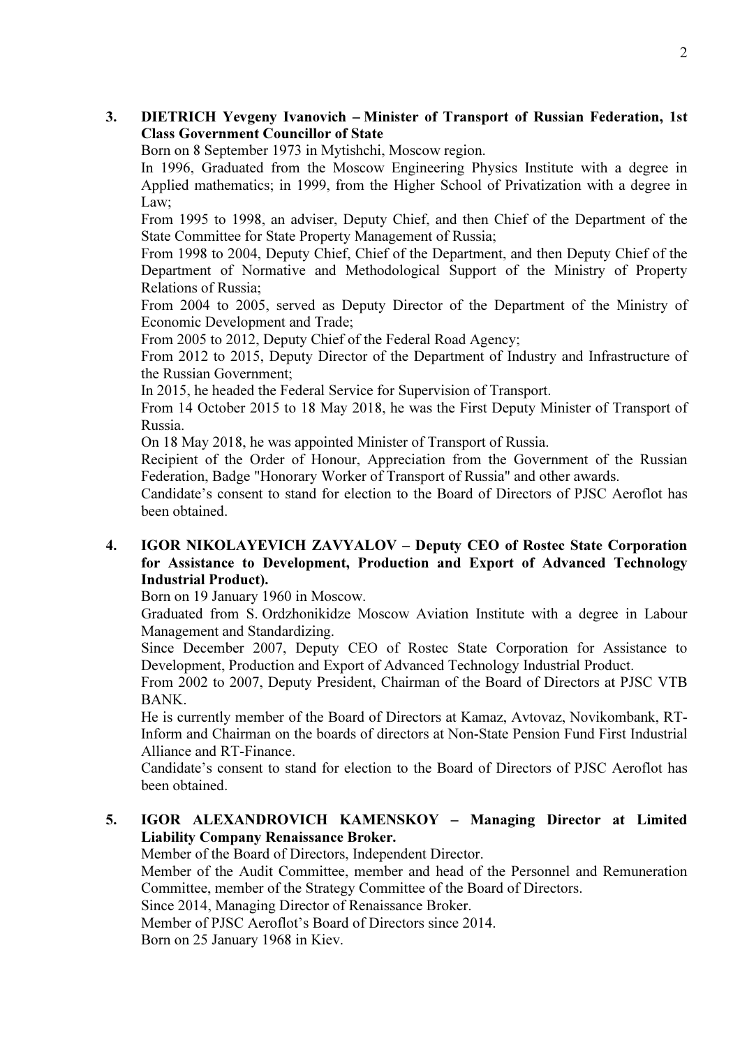3. **DIETRICH Yevgeny Ivanovich – Minister of Transport of Russian Federation, 1st Class Government Councillor of State**

   Born on 8 September 1973 in Mytishchi, Moscow region.

   In 1996, Graduated from the Moscow Engineering Physics Institute with a degree in Applied mathematics; in 1999, from the Higher School of Privatization with a degree in Law;

   From 1995 to 1998, an adviser, Deputy Chief, and then Chief of the Department of the State Committee for State Property Management of Russia;

   From 1998 to 2004, Deputy Chief, Chief of the Department, and then Deputy Chief of the Department of Normative and Methodological Support of the Ministry of Property Relations of Russia;

   From 2004 to 2005, served as Deputy Director of the Department of the Ministry of Economic Development and Trade;

   From 2005 to 2012, Deputy Chief of the Federal Road Agency;

   From 2012 to 2015, Deputy Director of the Department of Industry and Infrastructure of the Russian Government;

   In 2015, he headed the Federal Service for Supervision of Transport.

   From 14 October 2015 to 18 May 2018, he was the First Deputy Minister of Transport of Russia.

   On 18 May 2018, he was appointed Minister of Transport of Russia.

   Recipient of the Order of Honour, Appreciation from the Government of the Russian Federation, Badge "Honorary Worker of Transport of Russia" and other awards.

   Candidate's consent to stand for election to the Board of Directors of PJSC Aeroflot has been obtained.

4. **IGOR NIKOLAYEVICH ZAVYALOV – Deputy CEO of Rostec State Corporation for Assistance to Development, Production and Export of Advanced Technology Industrial Product).**

   Born on 19 January 1960 in Moscow.

   Graduated from S. Ordzhonikidze Moscow Aviation Institute with a degree in Labour Management and Standardizing.

   Since December 2007, Deputy CEO of Rostec State Corporation for Assistance to Development, Production and Export of Advanced Technology Industrial Product.

   From 2002 to 2007, Deputy President, Chairman of the Board of Directors at PJSC VTB BANK.

   He is currently member of the Board of Directors at Kamaz, Avtovaz, Novikombank, RT-Inform and Chairman on the boards of directors at Non-State Pension Fund First Industrial Alliance and RT-Finance.

   Candidate's consent to stand for election to the Board of Directors of PJSC Aeroflot has been obtained.

5. **IGOR ALEXANDROVICH KAMENSKOY – Managing Director at Limited Liability Company Renaissance Broker.**

   Member of the Board of Directors, Independent Director.

   Member of the Audit Committee, member and head of the Personnel and Remuneration Committee, member of the Strategy Committee of the Board of Directors.

   Since 2014, Managing Director of Renaissance Broker.

   Member of PJSC Aeroflot's Board of Directors since 2014.

   Born on 25 January 1968 in Kiev.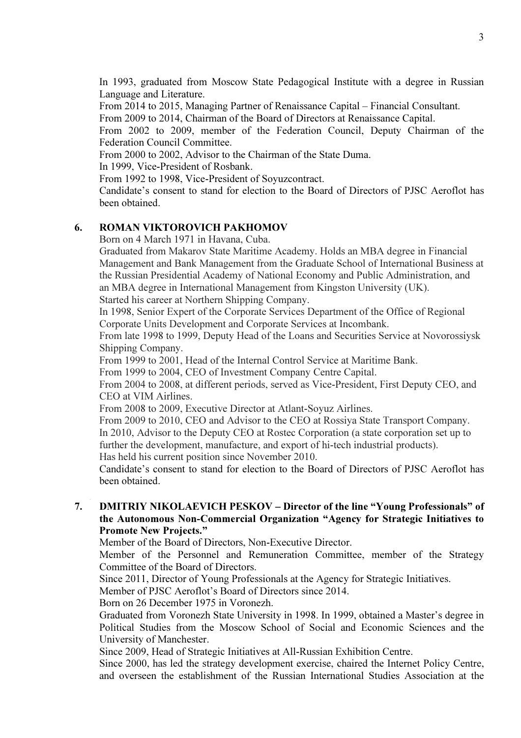In 1993, graduated from Moscow State Pedagogical Institute with a degree in Russian Language and Literature.

From 2014 to 2015, Managing Partner of Renaissance Capital – Financial Consultant.

From 2009 to 2014, Chairman of the Board of Directors at Renaissance Capital.

From 2002 to 2009, member of the Federation Council, Deputy Chairman of the Federation Council Committee.

From 2000 to 2002, Advisor to the Chairman of the State Duma.

In 1999, Vice-President of Rosbank.

From 1992 to 1998, Vice-President of Soyuzcontract.

Candidate's consent to stand for election to the Board of Directors of PJSC Aeroflot has been obtained.

**6. ROMAN VIKTOROVICH PAKHOMOV**

Born on 4 March 1971 in Havana, Cuba.

Graduated from Makarov State Maritime Academy. Holds an MBA degree in Financial Management and Bank Management from the Graduate School of International Business at the Russian Presidential Academy of National Economy and Public Administration, and an MBA degree in International Management from Kingston University (UK).

Started his career at Northern Shipping Company.

In 1998, Senior Expert of the Corporate Services Department of the Office of Regional Corporate Units Development and Corporate Services at Incombank.

From late 1998 to 1999, Deputy Head of the Loans and Securities Service at Novorossiysk Shipping Company.

From 1999 to 2001, Head of the Internal Control Service at Maritime Bank.

From 1999 to 2004, CEO of Investment Company Centre Capital.

From 2004 to 2008, at different periods, served as Vice-President, First Deputy CEO, and CEO at VIM Airlines.

From 2008 to 2009, Executive Director at Atlant-Soyuz Airlines.

From 2009 to 2010, CEO and Advisor to the CEO at Rossiya State Transport Company.

In 2010, Advisor to the Deputy CEO at Rostec Corporation (a state corporation set up to further the development, manufacture, and export of hi-tech industrial products).

Has held his current position since November 2010.

Candidate's consent to stand for election to the Board of Directors of PJSC Aeroflot has been obtained.

**7. DMITRIY NIKOLAEVICH PESKOV – Director of the line "Young Professionals" of the Autonomous Non-Commercial Organization "Agency for Strategic Initiatives to Promote New Projects."**

Member of the Board of Directors, Non-Executive Director.

Member of the Personnel and Remuneration Committee, member of the Strategy Committee of the Board of Directors.

Since 2011, Director of Young Professionals at the Agency for Strategic Initiatives.

Member of PJSC Aeroflot's Board of Directors since 2014.

Born on 26 December 1975 in Voronezh.

Graduated from Voronezh State University in 1998. In 1999, obtained a Master's degree in Political Studies from the Moscow School of Social and Economic Sciences and the University of Manchester.

Since 2009, Head of Strategic Initiatives at All-Russian Exhibition Centre.

Since 2000, has led the strategy development exercise, chaired the Internet Policy Centre, and overseen the establishment of the Russian International Studies Association at the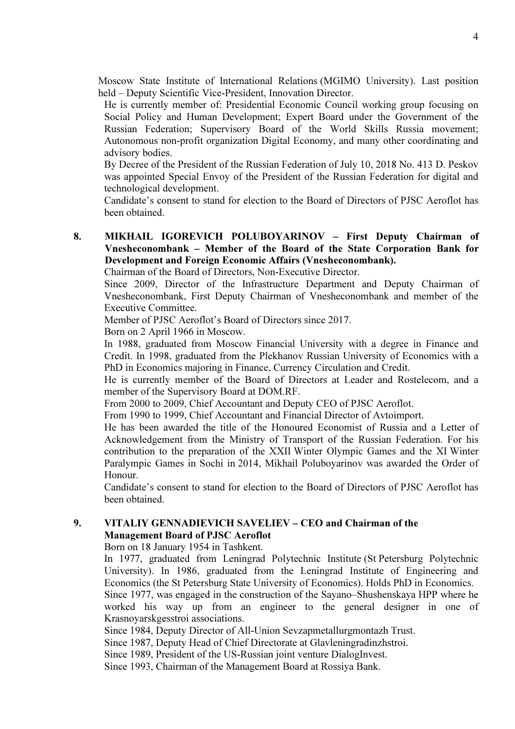Moscow State Institute of International Relations (MGIMO University). Last position held – Deputy Scientific Vice-President, Innovation Director.

He is currently member of: Presidential Economic Council working group focusing on Social Policy and Human Development; Expert Board under the Government of the Russian Federation; Supervisory Board of the World Skills Russia movement; Autonomous non-profit organization Digital Economy, and many other coordinating and advisory bodies.

By Decree of the President of the Russian Federation of July 10, 2018 No. 413 D. Peskov was appointed Special Envoy of the President of the Russian Federation for digital and technological development.

Candidate's consent to stand for election to the Board of Directors of PJSC Aeroflot has been obtained.

**8. MIKHAIL IGOREVICH POLUBOYARINOV – First Deputy Chairman of Vnesheconombank – Member of the Board of the State Corporation Bank for Development and Foreign Economic Affairs (Vnesheconombank).**

Chairman of the Board of Directors, Non-Executive Director.

Since 2009, Director of the Infrastructure Department and Deputy Chairman of Vnesheconombank, First Deputy Chairman of Vnesheconombank and member of the Executive Committee.

Member of PJSC Aeroflot's Board of Directors since 2017.

Born on 2 April 1966 in Moscow.

In 1988, graduated from Moscow Financial University with a degree in Finance and Credit. In 1998, graduated from the Plekhanov Russian University of Economics with a PhD in Economics majoring in Finance, Currency Circulation and Credit.

He is currently member of the Board of Directors at Leader and Rostelecom, and a member of the Supervisory Board at DOM.RF.

From 2000 to 2009, Chief Accountant and Deputy CEO of PJSC Aeroflot.

From 1990 to 1999, Chief Accountant and Financial Director of Avtoimport.

He has been awarded the title of the Honoured Economist of Russia and a Letter of Acknowledgement from the Ministry of Transport of the Russian Federation. For his contribution to the preparation of the XXII Winter Olympic Games and the XI Winter Paralympic Games in Sochi in 2014, Mikhail Poluboyarinov was awarded the Order of Honour.

Candidate's consent to stand for election to the Board of Directors of PJSC Aeroflot has been obtained.

**9. VITALIY GENNADIEVICH SAVELIEV – CEO and Chairman of the Management Board of PJSC Aeroflot**

Born on 18 January 1954 in Tashkent.

In 1977, graduated from Leningrad Polytechnic Institute (St Petersburg Polytechnic University). In 1986, graduated from the Leningrad Institute of Engineering and Economics (the St Petersburg State University of Economics). Holds PhD in Economics.

Since 1977, was engaged in the construction of the Sayano–Shushenskaya HPP where he worked his way up from an engineer to the general designer in one of Krasnoyarskgesstroi associations.

Since 1984, Deputy Director of All-Union Sevzapmetallurgmontazh Trust.

Since 1987, Deputy Head of Chief Directorate at Glavleningradinzhstroi.

Since 1989, President of the US-Russian joint venture DialogInvest.

Since 1993, Chairman of the Management Board at Rossiya Bank.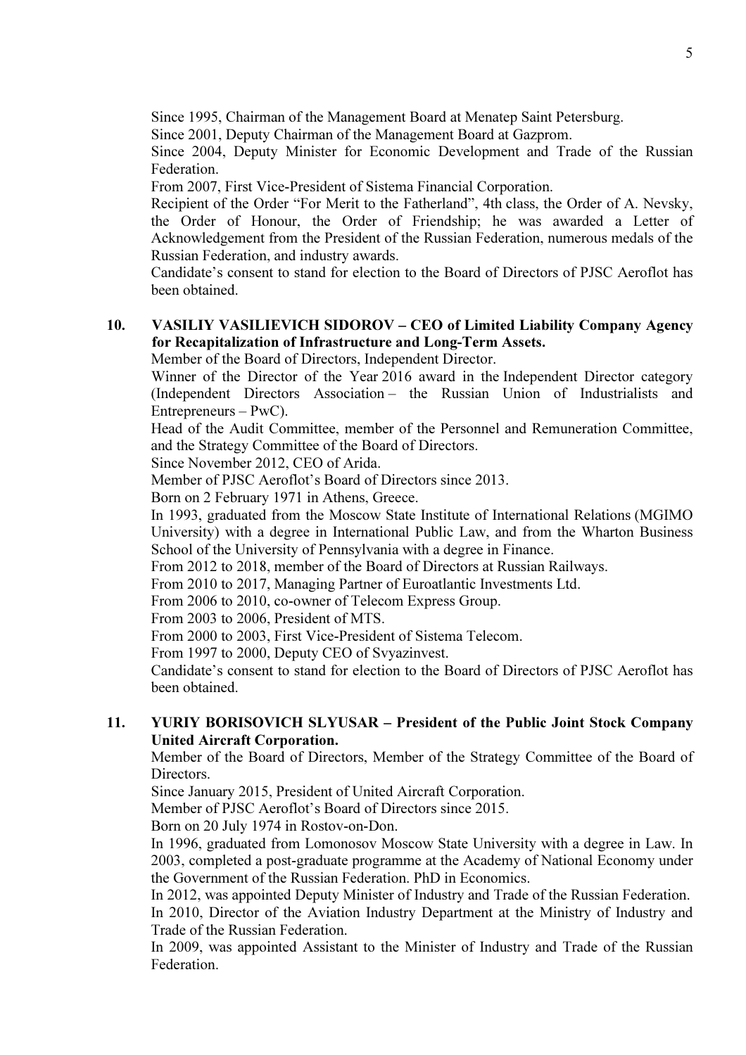Since 1995, Chairman of the Management Board at Menatep Saint Petersburg.
Since 2001, Deputy Chairman of the Management Board at Gazprom.
Since 2004, Deputy Minister for Economic Development and Trade of the Russian Federation.
From 2007, First Vice-President of Sistema Financial Corporation.
Recipient of the Order "For Merit to the Fatherland", 4th class, the Order of A. Nevsky, the Order of Honour, the Order of Friendship; he was awarded a Letter of Acknowledgement from the President of the Russian Federation, numerous medals of the Russian Federation, and industry awards.
Candidate's consent to stand for election to the Board of Directors of PJSC Aeroflot has been obtained.

10. **VASILIY VASILIEVICH SIDOROV – CEO of Limited Liability Company Agency for Recapitalization of Infrastructure and Long-Term Assets.**
Member of the Board of Directors, Independent Director.
Winner of the Director of the Year 2016 award in the Independent Director category (Independent Directors Association – the Russian Union of Industrialists and Entrepreneurs – PwC).
Head of the Audit Committee, member of the Personnel and Remuneration Committee, and the Strategy Committee of the Board of Directors.
Since November 2012, CEO of Arida.
Member of PJSC Aeroflot's Board of Directors since 2013.
Born on 2 February 1971 in Athens, Greece.
In 1993, graduated from the Moscow State Institute of International Relations (MGIMO University) with a degree in International Public Law, and from the Wharton Business School of the University of Pennsylvania with a degree in Finance.
From 2012 to 2018, member of the Board of Directors at Russian Railways.
From 2010 to 2017, Managing Partner of Euroatlantic Investments Ltd.
From 2006 to 2010, co-owner of Telecom Express Group.
From 2003 to 2006, President of MTS.
From 2000 to 2003, First Vice-President of Sistema Telecom.
From 1997 to 2000, Deputy CEO of Svyazinvest.
Candidate's consent to stand for election to the Board of Directors of PJSC Aeroflot has been obtained.

11. **YURIY BORISOVICH SLYUSAR – President of the Public Joint Stock Company United Aircraft Corporation.**
Member of the Board of Directors, Member of the Strategy Committee of the Board of Directors.
Since January 2015, President of United Aircraft Corporation.
Member of PJSC Aeroflot's Board of Directors since 2015.
Born on 20 July 1974 in Rostov-on-Don.
In 1996, graduated from Lomonosov Moscow State University with a degree in Law. In 2003, completed a post-graduate programme at the Academy of National Economy under the Government of the Russian Federation. PhD in Economics.
In 2012, was appointed Deputy Minister of Industry and Trade of the Russian Federation.
In 2010, Director of the Aviation Industry Department at the Ministry of Industry and Trade of the Russian Federation.
In 2009, was appointed Assistant to the Minister of Industry and Trade of the Russian Federation.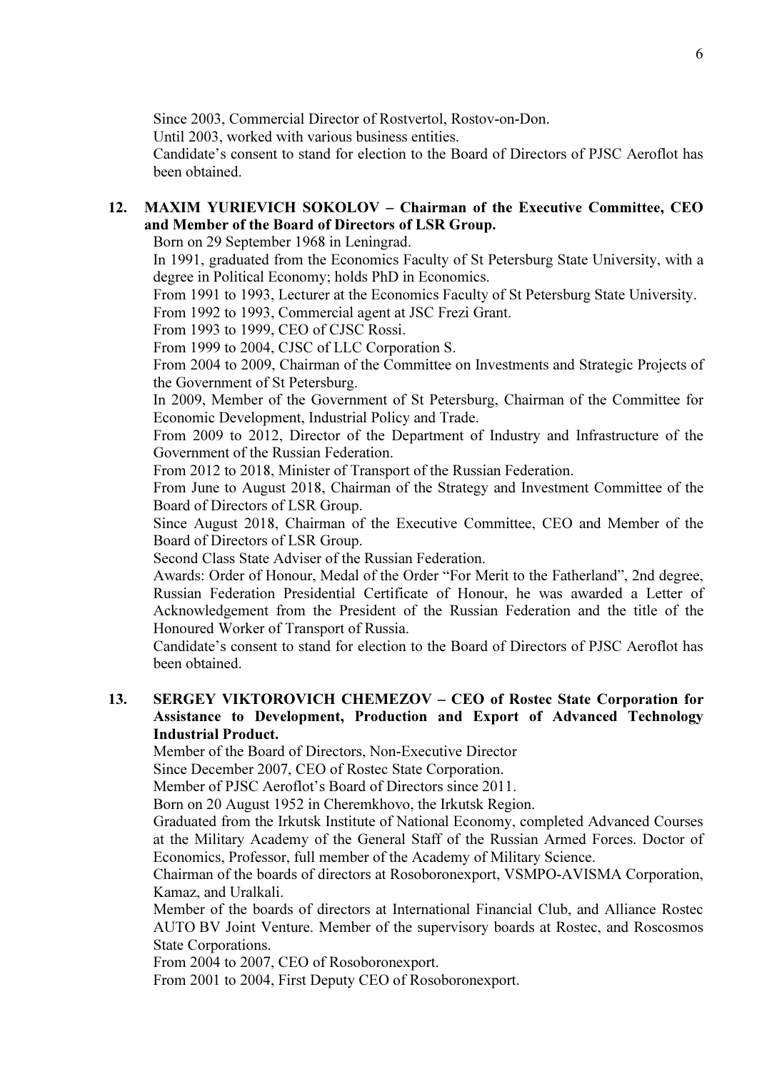Since 2003, Commercial Director of Rostvertol, Rostov-on-Don.

Until 2003, worked with various business entities.

Candidate's consent to stand for election to the Board of Directors of PJSC Aeroflot has been obtained.

**12. MAXIM YURIEVICH SOKOLOV – Chairman of the Executive Committee, CEO and Member of the Board of Directors of LSR Group.**

Born on 29 September 1968 in Leningrad.

In 1991, graduated from the Economics Faculty of St Petersburg State University, with a degree in Political Economy; holds PhD in Economics.

From 1991 to 1993, Lecturer at the Economics Faculty of St Petersburg State University.

From 1992 to 1993, Commercial agent at JSC Frezi Grant.

From 1993 to 1999, CEO of CJSC Rossi.

From 1999 to 2004, CJSC of LLC Corporation S.

From 2004 to 2009, Chairman of the Committee on Investments and Strategic Projects of the Government of St Petersburg.

In 2009, Member of the Government of St Petersburg, Chairman of the Committee for Economic Development, Industrial Policy and Trade.

From 2009 to 2012, Director of the Department of Industry and Infrastructure of the Government of the Russian Federation.

From 2012 to 2018, Minister of Transport of the Russian Federation.

From June to August 2018, Chairman of the Strategy and Investment Committee of the Board of Directors of LSR Group.

Since August 2018, Chairman of the Executive Committee, CEO and Member of the Board of Directors of LSR Group.

Second Class State Adviser of the Russian Federation.

Awards: Order of Honour, Medal of the Order "For Merit to the Fatherland", 2nd degree, Russian Federation Presidential Certificate of Honour, he was awarded a Letter of Acknowledgement from the President of the Russian Federation and the title of the Honoured Worker of Transport of Russia.

Candidate's consent to stand for election to the Board of Directors of PJSC Aeroflot has been obtained.

**13. SERGEY VIKTOROVICH CHEMEZOV – CEO of Rostec State Corporation for Assistance to Development, Production and Export of Advanced Technology Industrial Product.**

Member of the Board of Directors, Non-Executive Director

Since December 2007, CEO of Rostec State Corporation.

Member of PJSC Aeroflot's Board of Directors since 2011.

Born on 20 August 1952 in Cheremkhovo, the Irkutsk Region.

Graduated from the Irkutsk Institute of National Economy, completed Advanced Courses at the Military Academy of the General Staff of the Russian Armed Forces. Doctor of Economics, Professor, full member of the Academy of Military Science.

Chairman of the boards of directors at Rosoboronexport, VSMPO-AVISMA Corporation, Kamaz, and Uralkali.

Member of the boards of directors at International Financial Club, and Alliance Rostec AUTO BV Joint Venture. Member of the supervisory boards at Rostec, and Roscosmos State Corporations.

From 2004 to 2007, CEO of Rosoboronexport.

From 2001 to 2004, First Deputy CEO of Rosoboronexport.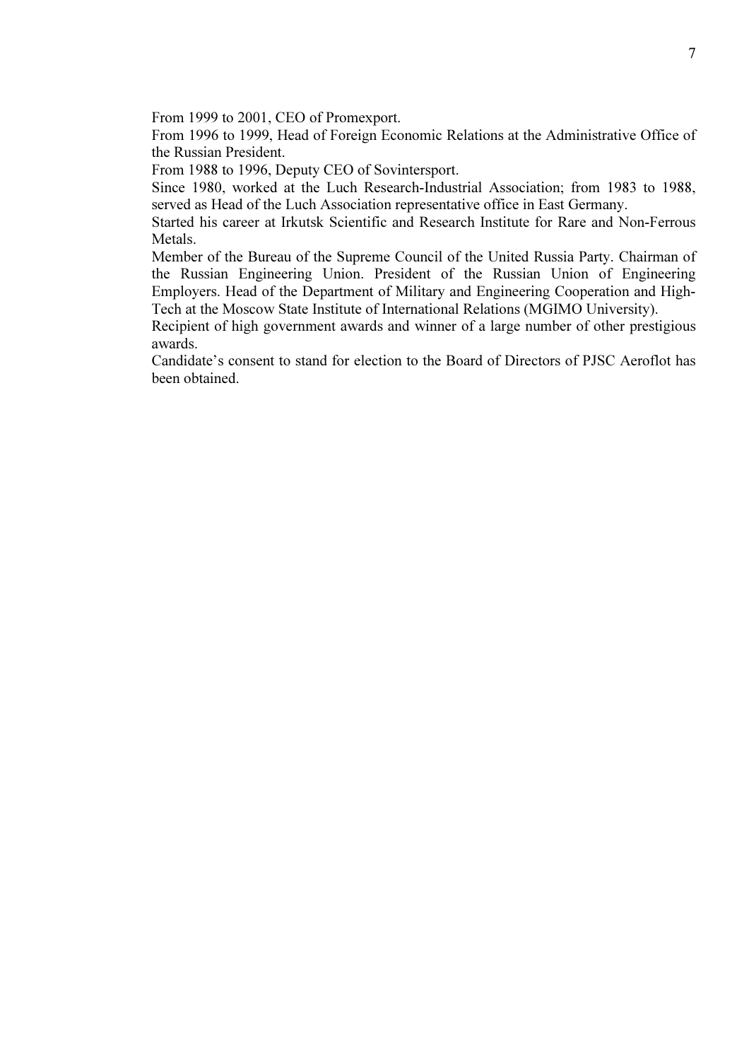From 1999 to 2001, CEO of Promexport.

From 1996 to 1999, Head of Foreign Economic Relations at the Administrative Office of the Russian President.

From 1988 to 1996, Deputy CEO of Sovintersport.

Since 1980, worked at the Luch Research-Industrial Association; from 1983 to 1988, served as Head of the Luch Association representative office in East Germany.

Started his career at Irkutsk Scientific and Research Institute for Rare and Non-Ferrous Metals.

Member of the Bureau of the Supreme Council of the United Russia Party. Chairman of the Russian Engineering Union. President of the Russian Union of Engineering Employers. Head of the Department of Military and Engineering Cooperation and High-Tech at the Moscow State Institute of International Relations (MGIMO University).

Recipient of high government awards and winner of a large number of other prestigious awards.

Candidate's consent to stand for election to the Board of Directors of PJSC Aeroflot has been obtained.